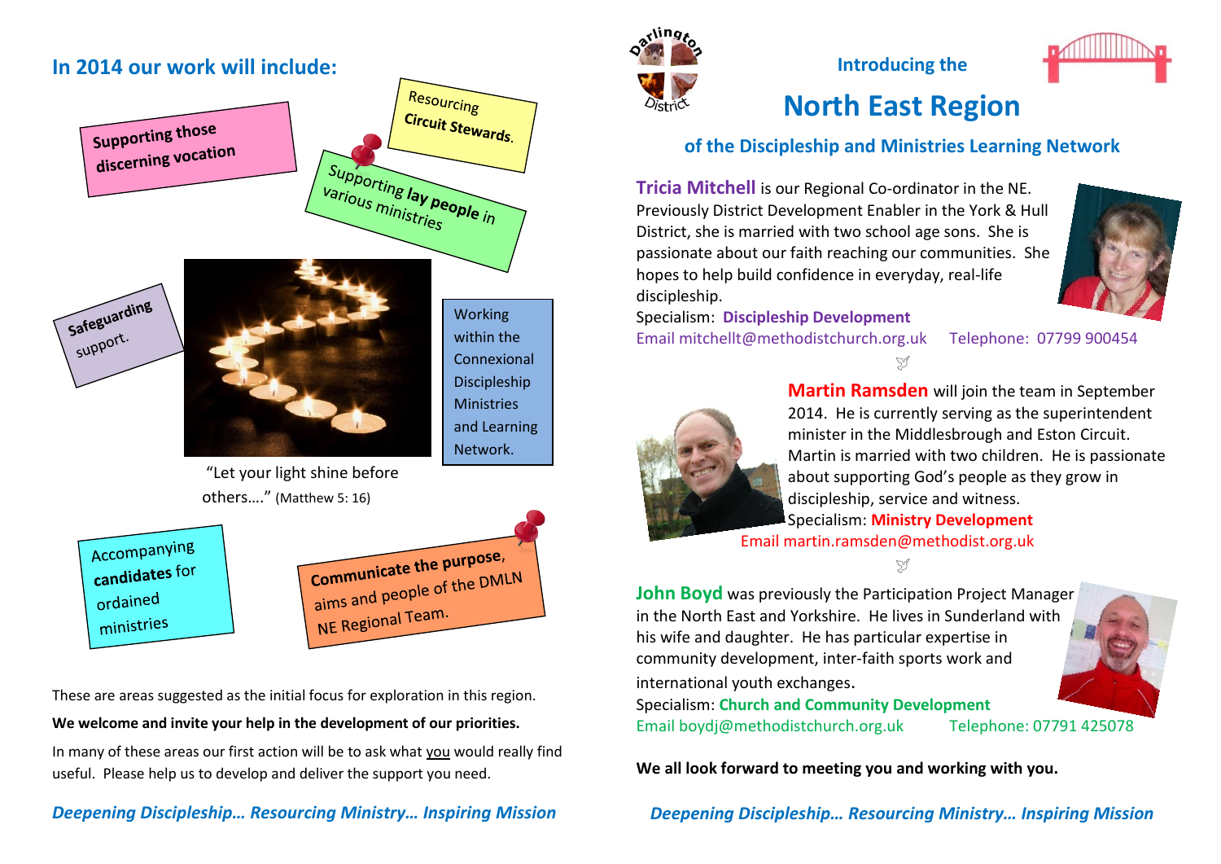## In 2014 our work will include:

- Supporting those discerning vocation
- Resourcing Circuit Stewards.
- Supporting **lay people** in various ministries
- Safeguarding support.
- Working within the Connexional Discipleship Ministries and Learning Network.
- Accompanying **candidates** for ordained ministries
- **Communicate the purpose,** aims and people of the DMLN NE Regional Team.

"Let your light shine before others…." (Matthew 5: 16)

These are areas suggested as the initial focus for exploration in this region.

**We welcome and invite your help in the development of our priorities.**

In many of these areas our first action will be to ask what you would really find useful. Please help us to develop and deliver the support you need.

***Deepening Discipleship… Resourcing Ministry… Inspiring Mission***

Darlington District

### Introducing the

# North East Region

### of the Discipleship and Ministries Learning Network

**Tricia Mitchell** is our Regional Co-ordinator in the NE. Previously District Development Enabler in the York & Hull District, she is married with two school age sons. She is passionate about our faith reaching our communities. She hopes to help build confidence in everyday, real-life discipleship.

Specialism: **Discipleship Development**

Email mitchellt@methodistchurch.org.uk Telephone: 07799 900454

**Martin Ramsden** will join the team in September 2014. He is currently serving as the superintendent minister in the Middlesbrough and Eston Circuit. Martin is married with two children. He is passionate about supporting God's people as they grow in discipleship, service and witness.

Specialism: **Ministry Development**

Email martin.ramsden@methodist.org.uk

**John Boyd** was previously the Participation Project Manager in the North East and Yorkshire. He lives in Sunderland with his wife and daughter. He has particular expertise in community development, inter-faith sports work and international youth exchanges.

Specialism: **Church and Community Development**

Email boydj@methodistchurch.org.uk Telephone: 07791 425078

**We all look forward to meeting you and working with you.**

***Deepening Discipleship… Resourcing Ministry… Inspiring Mission***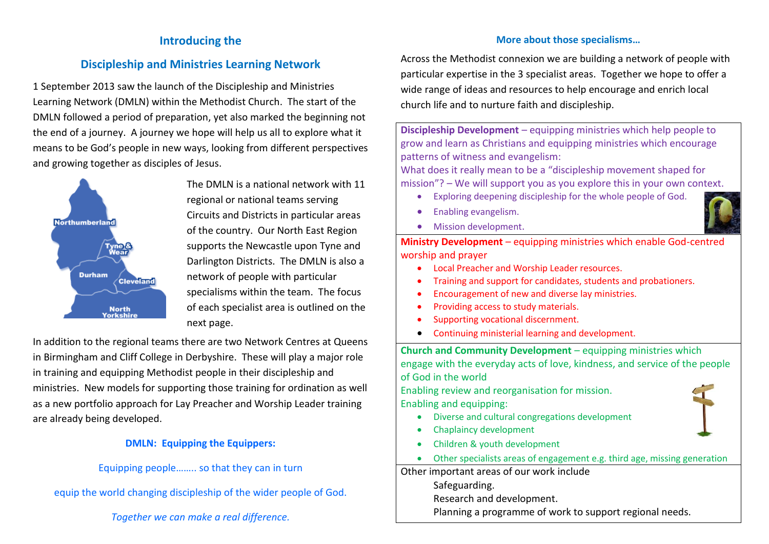## Introducing the

## Discipleship and Ministries Learning Network

1 September 2013 saw the launch of the Discipleship and Ministries Learning Network (DMLN) within the Methodist Church. The start of the DMLN followed a period of preparation, yet also marked the beginning not the end of a journey. A journey we hope will help us all to explore what it means to be God's people in new ways, looking from different perspectives and growing together as disciples of Jesus.

Northumberland
Tyne & Wear
Durham
Cleveland
North Yorkshire

The DMLN is a national network with 11 regional or national teams serving Circuits and Districts in particular areas of the country. Our North East Region supports the Newcastle upon Tyne and Darlington Districts. The DMLN is also a network of people with particular specialisms within the team. The focus of each specialist area is outlined on the next page.

In addition to the regional teams there are two Network Centres at Queens in Birmingham and Cliff College in Derbyshire. These will play a major role in training and equipping Methodist people in their discipleship and ministries. New models for supporting those training for ordination as well as a new portfolio approach for Lay Preacher and Worship Leader training are already being developed.

**DMLN: Equipping the Equippers:**

Equipping people…….. so that they can in turn

equip the world changing discipleship of the wider people of God.

*Together we can make a real difference.*

### More about those specialisms…

Across the Methodist connexion we are building a network of people with particular expertise in the 3 specialist areas. Together we hope to offer a wide range of ideas and resources to help encourage and enrich local church life and to nurture faith and discipleship.

**Discipleship Development** – equipping ministries which help people to grow and learn as Christians and equipping ministries which encourage patterns of witness and evangelism:
What does it really mean to be a "discipleship movement shaped for mission"? – We will support you as you explore this in your own context.

- Exploring deepening discipleship for the whole people of God.
- Enabling evangelism.
- Mission development.

**Ministry Development** – equipping ministries which enable God-centred worship and prayer

- Local Preacher and Worship Leader resources.
- Training and support for candidates, students and probationers.
- Encouragement of new and diverse lay ministries.
- Providing access to study materials.
- Supporting vocational discernment.
- Continuing ministerial learning and development.

**Church and Community Development** – equipping ministries which engage with the everyday acts of love, kindness, and service of the people of God in the world
Enabling review and reorganisation for mission.
Enabling and equipping:

- Diverse and cultural congregations development
- Chaplaincy development
- Children & youth development
- Other specialists areas of engagement e.g. third age, missing generation

Other important areas of our work include

Safeguarding.
Research and development.
Planning a programme of work to support regional needs.